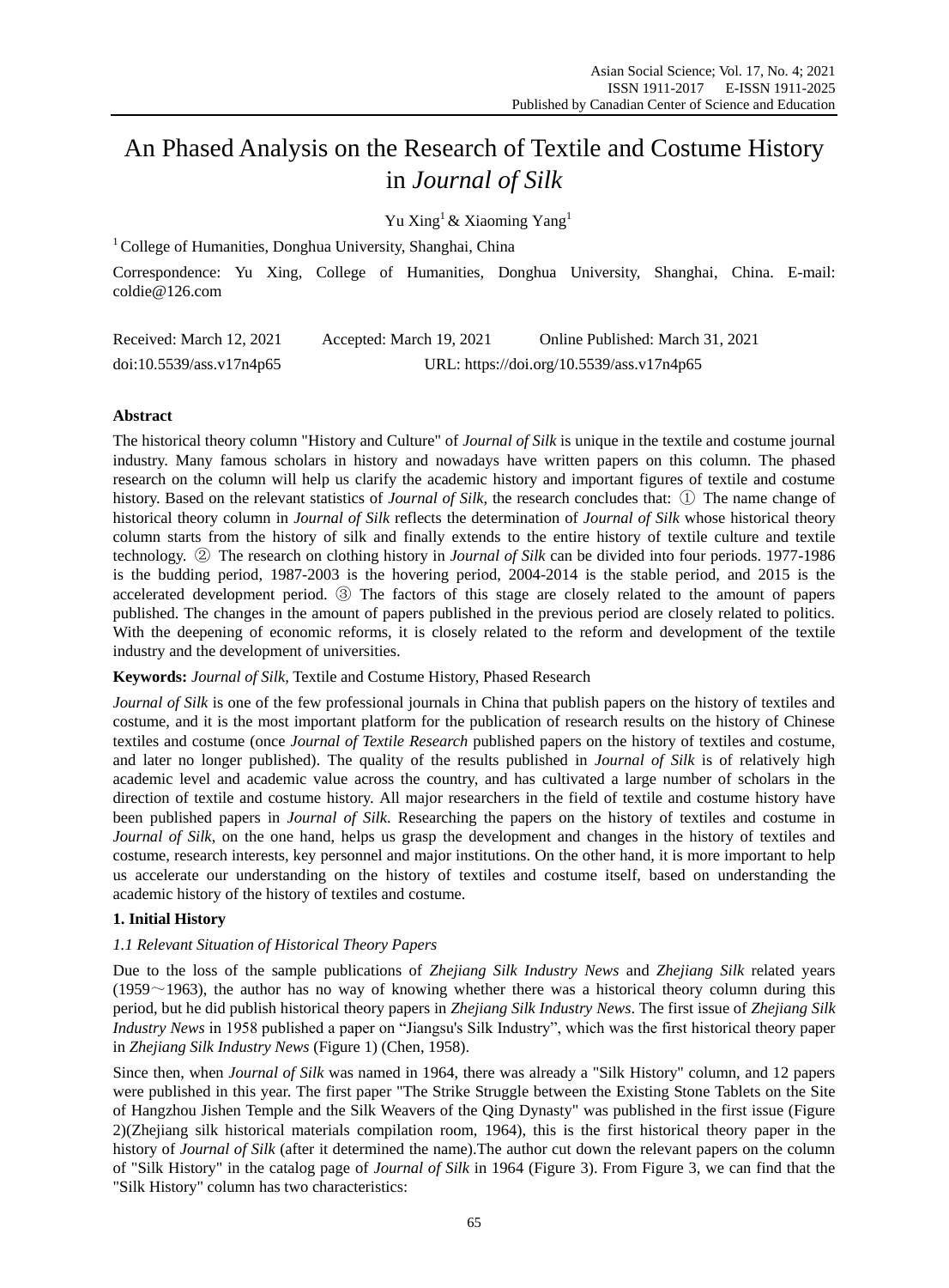# An Phased Analysis on the Research of Textile and Costume History in *Journal of Silk*

Yu Xing[1] & Xiaoming Yang[1]

[1] College of Humanities, Donghua University, Shanghai, China

Correspondence: Yu Xing, College of Humanities, Donghua University, Shanghai, China. E-mail: coldie@126.com

Received: March 12, 2021    Accepted: March 19, 2021    Online Published: March 31, 2021

doi:10.5539/ass.v17n4p65    URL: https://doi.org/10.5539/ass.v17n4p65

## Abstract

The historical theory column "History and Culture" of *Journal of Silk* is unique in the textile and costume journal industry. Many famous scholars in history and nowadays have written papers on this column. The phased research on the column will help us clarify the academic history and important figures of textile and costume history. Based on the relevant statistics of *Journal of Silk*, the research concludes that: ① The name change of historical theory column in *Journal of Silk* reflects the determination of *Journal of Silk* whose historical theory column starts from the history of silk and finally extends to the entire history of textile culture and textile technology. ② The research on clothing history in *Journal of Silk* can be divided into four periods. 1977-1986 is the budding period, 1987-2003 is the hovering period, 2004-2014 is the stable period, and 2015 is the accelerated development period. ③ The factors of this stage are closely related to the amount of papers published. The changes in the amount of papers published in the previous period are closely related to politics. With the deepening of economic reforms, it is closely related to the reform and development of the textile industry and the development of universities.

**Keywords:** *Journal of Silk*, Textile and Costume History, Phased Research

*Journal of Silk* is one of the few professional journals in China that publish papers on the history of textiles and costume, and it is the most important platform for the publication of research results on the history of Chinese textiles and costume (once *Journal of Textile Research* published papers on the history of textiles and costume, and later no longer published). The quality of the results published in *Journal of Silk* is of relatively high academic level and academic value across the country, and has cultivated a large number of scholars in the direction of textile and costume history. All major researchers in the field of textile and costume history have been published papers in *Journal of Silk*. Researching the papers on the history of textiles and costume in *Journal of Silk*, on the one hand, helps us grasp the development and changes in the history of textiles and costume, research interests, key personnel and major institutions. On the other hand, it is more important to help us accelerate our understanding on the history of textiles and costume itself, based on understanding the academic history of the history of textiles and costume.

### 1. Initial History

#### *1.1 Relevant Situation of Historical Theory Papers*

Due to the loss of the sample publications of *Zhejiang Silk Industry News* and *Zhejiang Silk* related years (1959～1963), the author has no way of knowing whether there was a historical theory column during this period, but he did publish historical theory papers in *Zhejiang Silk Industry News*. The first issue of *Zhejiang Silk Industry News* in 1958 published a paper on "Jiangsu's Silk Industry", which was the first historical theory paper in *Zhejiang Silk Industry News* (Figure 1) (Chen, 1958).

Since then, when *Journal of Silk* was named in 1964, there was already a "Silk History" column, and 12 papers were published in this year. The first paper "The Strike Struggle between the Existing Stone Tablets on the Site of Hangzhou Jishen Temple and the Silk Weavers of the Qing Dynasty" was published in the first issue (Figure 2)(Zhejiang silk historical materials compilation room, 1964), this is the first historical theory paper in the history of *Journal of Silk* (after it determined the name).The author cut down the relevant papers on the column of "Silk History" in the catalog page of *Journal of Silk* in 1964 (Figure 3). From Figure 3, we can find that the "Silk History" column has two characteristics: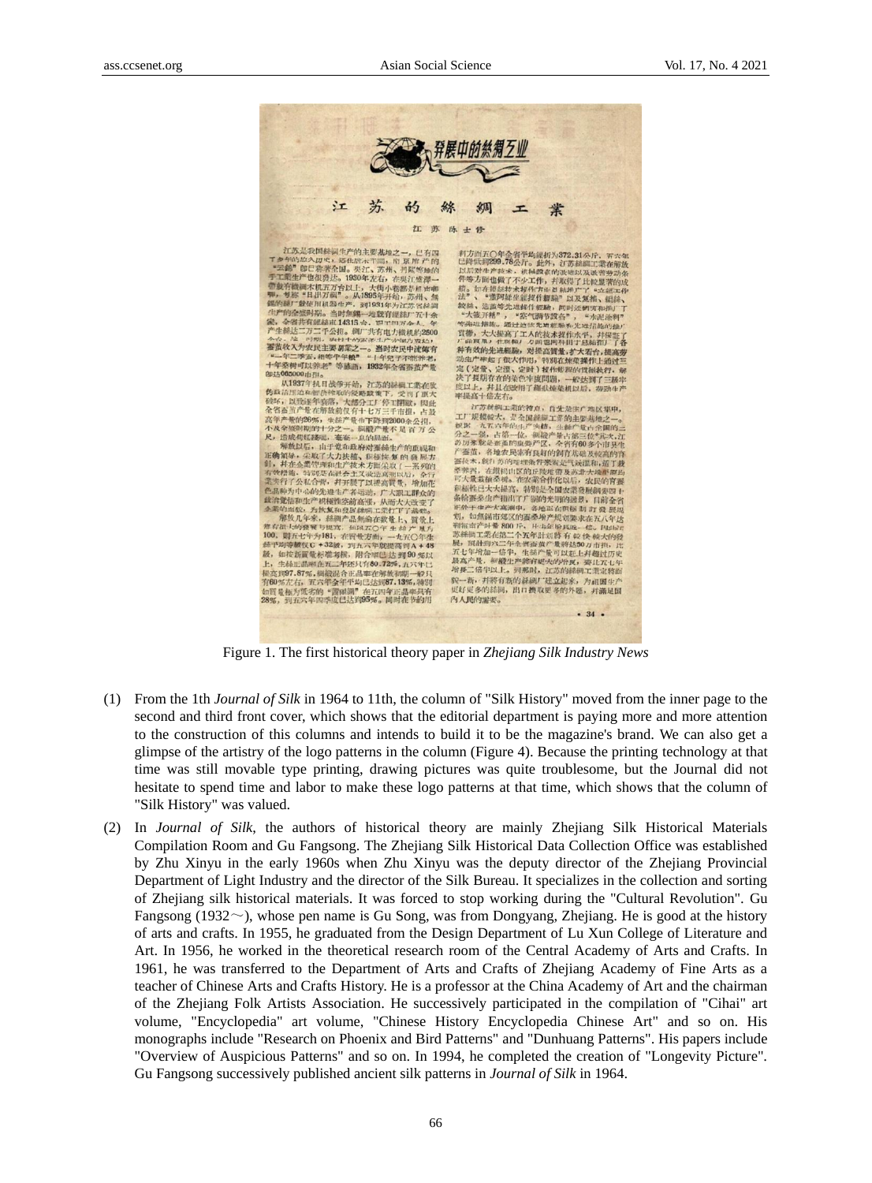Figure 1. The first historical theory paper in *Zhejiang Silk Industry News*

(1) From the 1th *Journal of Silk* in 1964 to 11th, the column of "Silk History" moved from the inner page to the second and third front cover, which shows that the editorial department is paying more and more attention to the construction of this columns and intends to build it to be the magazine's brand. We can also get a glimpse of the artistry of the logo patterns in the column (Figure 4). Because the printing technology at that time was still movable type printing, drawing pictures was quite troublesome, but the Journal did not hesitate to spend time and labor to make these logo patterns at that time, which shows that the column of "Silk History" was valued.

(2) In *Journal of Silk*, the authors of historical theory are mainly Zhejiang Silk Historical Materials Compilation Room and Gu Fangsong. The Zhejiang Silk Historical Data Collection Office was established by Zhu Xinyu in the early 1960s when Zhu Xinyu was the deputy director of the Zhejiang Provincial Department of Light Industry and the director of the Silk Bureau. It specializes in the collection and sorting of Zhejiang silk historical materials. It was forced to stop working during the "Cultural Revolution". Gu Fangsong (1932～), whose pen name is Gu Song, was from Dongyang, Zhejiang. He is good at the history of arts and crafts. In 1955, he graduated from the Design Department of Lu Xun College of Literature and Art. In 1956, he worked in the theoretical research room of the Central Academy of Arts and Crafts. In 1961, he was transferred to the Department of Arts and Crafts of Zhejiang Academy of Fine Arts as a teacher of Chinese Arts and Crafts History. He is a professor at the China Academy of Art and the chairman of the Zhejiang Folk Artists Association. He successively participated in the compilation of "Cihai" art volume, "Encyclopedia" art volume, "Chinese History Encyclopedia Chinese Art" and so on. His monographs include "Research on Phoenix and Bird Patterns" and "Dunhuang Patterns". His papers include "Overview of Auspicious Patterns" and so on. In 1994, he completed the creation of "Longevity Picture". Gu Fangsong successively published ancient silk patterns in *Journal of Silk* in 1964.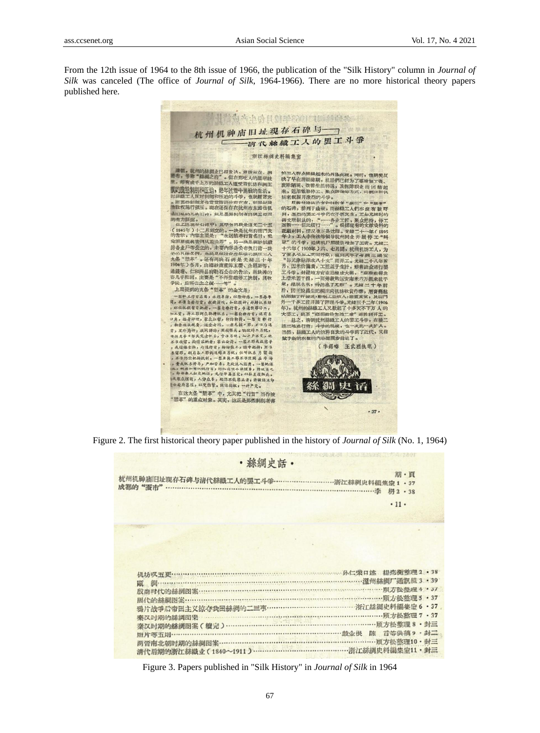From the 12th issue of 1964 to the 8th issue of 1966, the publication of the "Silk History" column in *Journal of Silk* was canceled (The office of *Journal of Silk*, 1964-1966). There are no more historical theory papers published here.

Figure 2. The first historical theory paper published in the history of *Journal of Silk* (No. 1, 1964)

Figure 3. Papers published in "Silk History" in *Journal of Silk* in 1964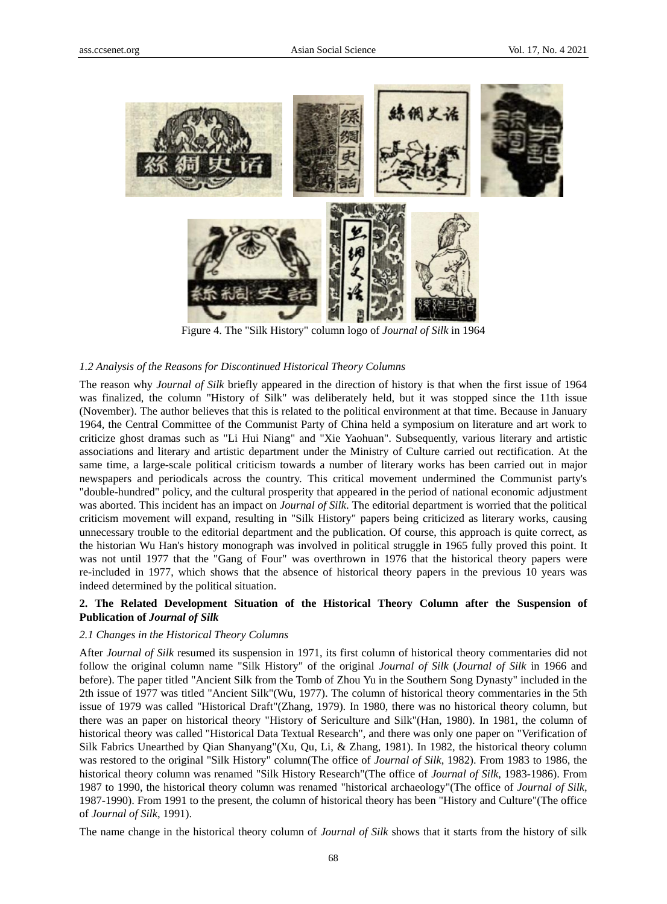Figure 4. The "Silk History" column logo of *Journal of Silk* in 1964

*1.2 Analysis of the Reasons for Discontinued Historical Theory Columns*

The reason why *Journal of Silk* briefly appeared in the direction of history is that when the first issue of 1964 was finalized, the column "History of Silk" was deliberately held, but it was stopped since the 11th issue (November). The author believes that this is related to the political environment at that time. Because in January 1964, the Central Committee of the Communist Party of China held a symposium on literature and art work to criticize ghost dramas such as "Li Hui Niang" and "Xie Yaohuan". Subsequently, various literary and artistic associations and literary and artistic department under the Ministry of Culture carried out rectification. At the same time, a large-scale political criticism towards a number of literary works has been carried out in major newspapers and periodicals across the country. This critical movement undermined the Communist party's "double-hundred" policy, and the cultural prosperity that appeared in the period of national economic adjustment was aborted. This incident has an impact on *Journal of Silk*. The editorial department is worried that the political criticism movement will expand, resulting in "Silk History" papers being criticized as literary works, causing unnecessary trouble to the editorial department and the publication. Of course, this approach is quite correct, as the historian Wu Han's history monograph was involved in political struggle in 1965 fully proved this point. It was not until 1977 that the "Gang of Four" was overthrown in 1976 that the historical theory papers were re-included in 1977, which shows that the absence of historical theory papers in the previous 10 years was indeed determined by the political situation.

**2. The Related Development Situation of the Historical Theory Column after the Suspension of Publication of *Journal of Silk***

*2.1 Changes in the Historical Theory Columns*

After *Journal of Silk* resumed its suspension in 1971, its first column of historical theory commentaries did not follow the original column name "Silk History" of the original *Journal of Silk* (*Journal of Silk* in 1966 and before). The paper titled "Ancient Silk from the Tomb of Zhou Yu in the Southern Song Dynasty" included in the 2th issue of 1977 was titled "Ancient Silk"(Wu, 1977). The column of historical theory commentaries in the 5th issue of 1979 was called "Historical Draft"(Zhang, 1979). In 1980, there was no historical theory column, but there was an paper on historical theory "History of Sericulture and Silk"(Han, 1980). In 1981, the column of historical theory was called "Historical Data Textual Research", and there was only one paper on "Verification of Silk Fabrics Unearthed by Qian Shanyang"(Xu, Qu, Li, & Zhang, 1981). In 1982, the historical theory column was restored to the original "Silk History" column(The office of *Journal of Silk*, 1982). From 1983 to 1986, the historical theory column was renamed "Silk History Research"(The office of *Journal of Silk*, 1983-1986). From 1987 to 1990, the historical theory column was renamed "historical archaeology"(The office of *Journal of Silk*, 1987-1990). From 1991 to the present, the column of historical theory has been "History and Culture"(The office of *Journal of Silk*, 1991).

The name change in the historical theory column of *Journal of Silk* shows that it starts from the history of silk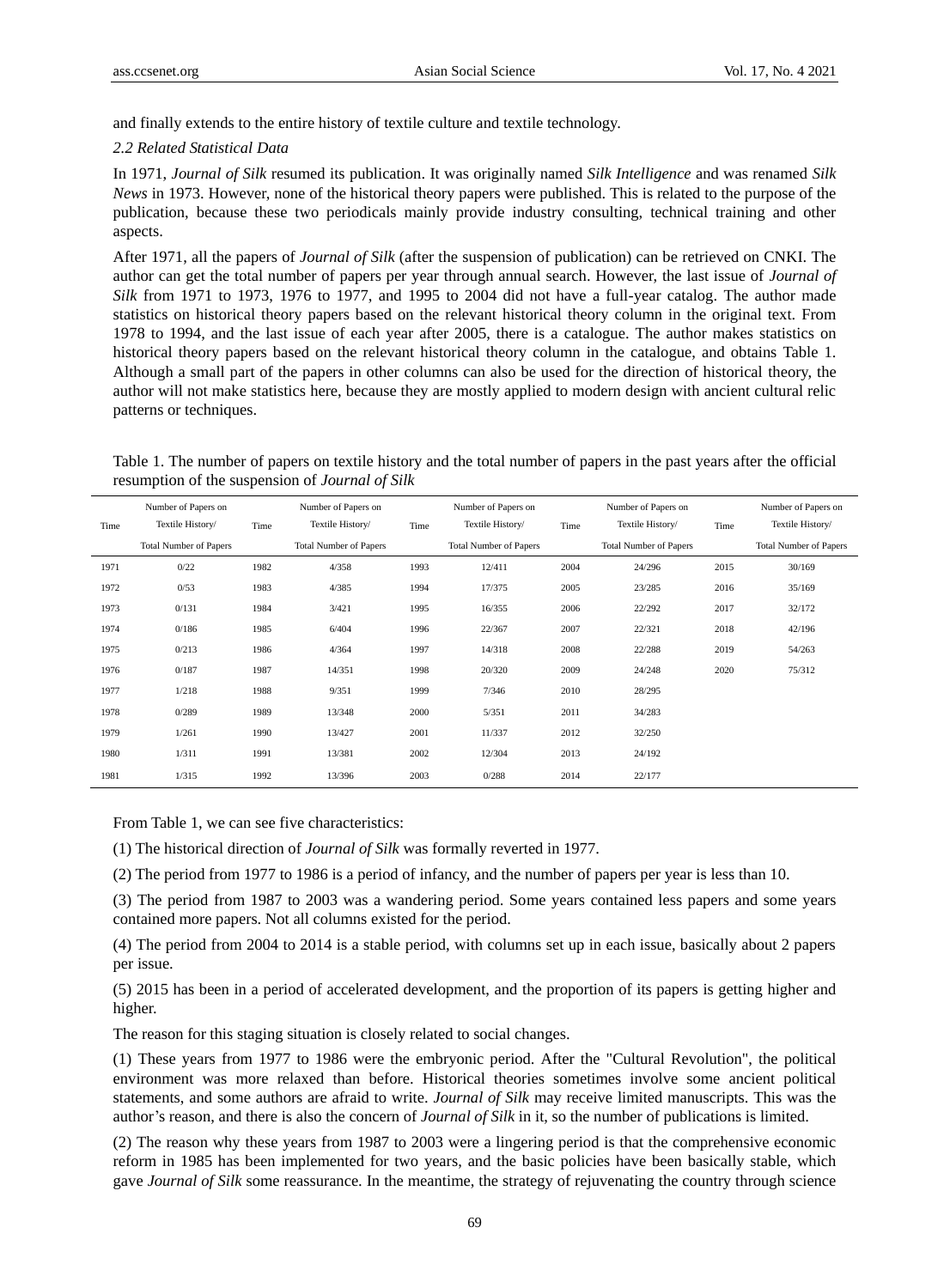and finally extends to the entire history of textile culture and textile technology.

### *2.2 Related Statistical Data*

In 1971, *Journal of Silk* resumed its publication. It was originally named *Silk Intelligence* and was renamed *Silk News* in 1973. However, none of the historical theory papers were published. This is related to the purpose of the publication, because these two periodicals mainly provide industry consulting, technical training and other aspects.

After 1971, all the papers of *Journal of Silk* (after the suspension of publication) can be retrieved on CNKI. The author can get the total number of papers per year through annual search. However, the last issue of *Journal of Silk* from 1971 to 1973, 1976 to 1977, and 1995 to 2004 did not have a full-year catalog. The author made statistics on historical theory papers based on the relevant historical theory column in the original text. From 1978 to 1994, and the last issue of each year after 2005, there is a catalogue. The author makes statistics on historical theory papers based on the relevant historical theory column in the catalogue, and obtains Table 1. Although a small part of the papers in other columns can also be used for the direction of historical theory, the author will not make statistics here, because they are mostly applied to modern design with ancient cultural relic patterns or techniques.

Table 1. The number of papers on textile history and the total number of papers in the past years after the official resumption of the suspension of *Journal of Silk*

| Time | Number of Papers on Textile History/ Total Number of Papers | Time | Number of Papers on Textile History/ Total Number of Papers | Time | Number of Papers on Textile History/ Total Number of Papers | Time | Number of Papers on Textile History/ Total Number of Papers | Time | Number of Papers on Textile History/ Total Number of Papers |
|---|---|---|---|---|---|---|---|---|---|
| 1971 | 0/22 | 1982 | 4/358 | 1993 | 12/411 | 2004 | 24/296 | 2015 | 30/169 |
| 1972 | 0/53 | 1983 | 4/385 | 1994 | 17/375 | 2005 | 23/285 | 2016 | 35/169 |
| 1973 | 0/131 | 1984 | 3/421 | 1995 | 16/355 | 2006 | 22/292 | 2017 | 32/172 |
| 1974 | 0/186 | 1985 | 6/404 | 1996 | 22/367 | 2007 | 22/321 | 2018 | 42/196 |
| 1975 | 0/213 | 1986 | 4/364 | 1997 | 14/318 | 2008 | 22/288 | 2019 | 54/263 |
| 1976 | 0/187 | 1987 | 14/351 | 1998 | 20/320 | 2009 | 24/248 | 2020 | 75/312 |
| 1977 | 1/218 | 1988 | 9/351 | 1999 | 7/346 | 2010 | 28/295 | | |
| 1978 | 0/289 | 1989 | 13/348 | 2000 | 5/351 | 2011 | 34/283 | | |
| 1979 | 1/261 | 1990 | 13/427 | 2001 | 11/337 | 2012 | 32/250 | | |
| 1980 | 1/311 | 1991 | 13/381 | 2002 | 12/304 | 2013 | 24/192 | | |
| 1981 | 1/315 | 1992 | 13/396 | 2003 | 0/288 | 2014 | 22/177 | | |

From Table 1, we can see five characteristics:

(1) The historical direction of *Journal of Silk* was formally reverted in 1977.

(2) The period from 1977 to 1986 is a period of infancy, and the number of papers per year is less than 10.

(3) The period from 1987 to 2003 was a wandering period. Some years contained less papers and some years contained more papers. Not all columns existed for the period.

(4) The period from 2004 to 2014 is a stable period, with columns set up in each issue, basically about 2 papers per issue.

(5) 2015 has been in a period of accelerated development, and the proportion of its papers is getting higher and higher.

The reason for this staging situation is closely related to social changes.

(1) These years from 1977 to 1986 were the embryonic period. After the "Cultural Revolution", the political environment was more relaxed than before. Historical theories sometimes involve some ancient political statements, and some authors are afraid to write. *Journal of Silk* may receive limited manuscripts. This was the author's reason, and there is also the concern of *Journal of Silk* in it, so the number of publications is limited.

(2) The reason why these years from 1987 to 2003 were a lingering period is that the comprehensive economic reform in 1985 has been implemented for two years, and the basic policies have been basically stable, which gave *Journal of Silk* some reassurance. In the meantime, the strategy of rejuvenating the country through science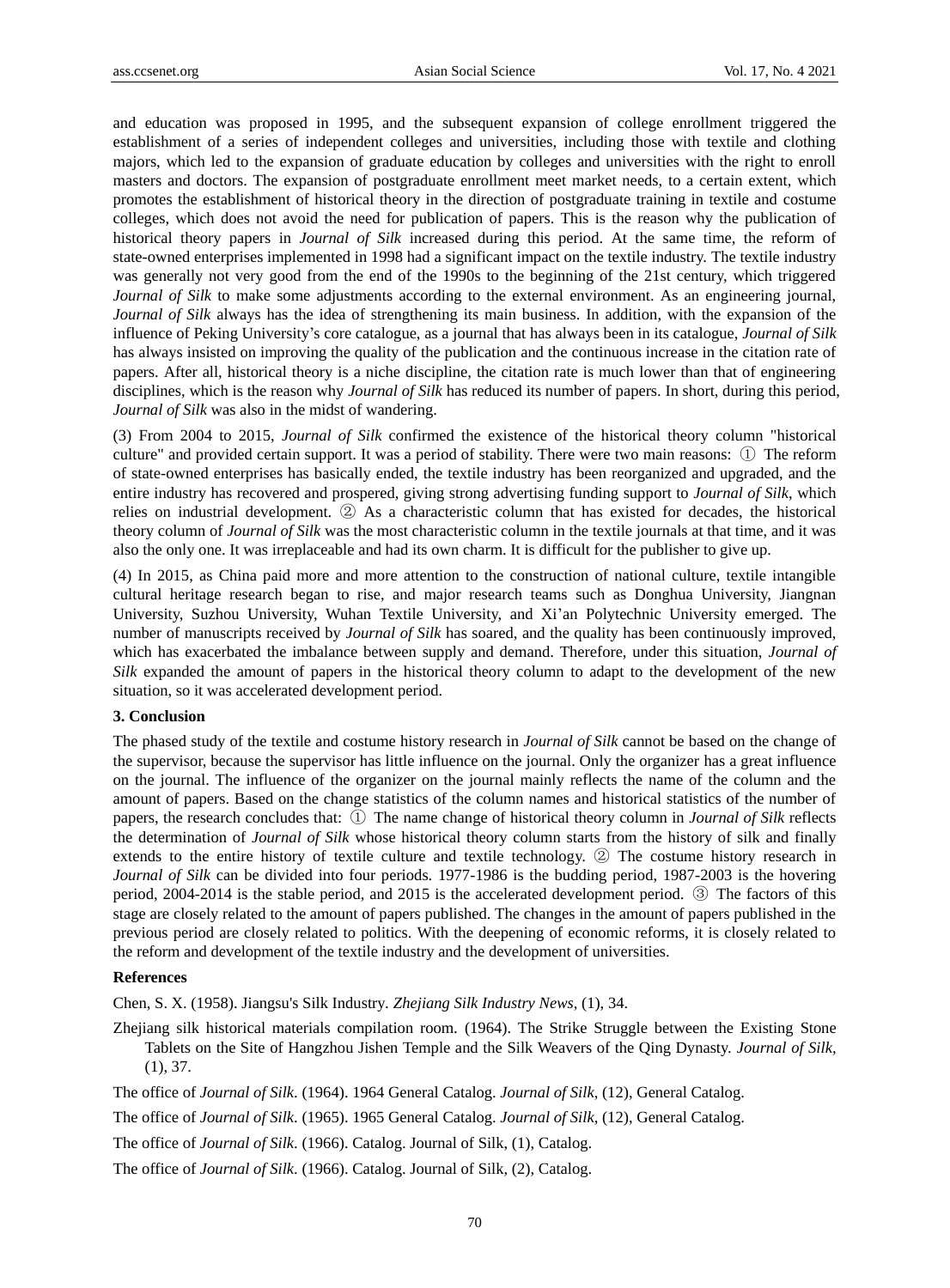and education was proposed in 1995, and the subsequent expansion of college enrollment triggered the establishment of a series of independent colleges and universities, including those with textile and clothing majors, which led to the expansion of graduate education by colleges and universities with the right to enroll masters and doctors. The expansion of postgraduate enrollment meet market needs, to a certain extent, which promotes the establishment of historical theory in the direction of postgraduate training in textile and costume colleges, which does not avoid the need for publication of papers. This is the reason why the publication of historical theory papers in *Journal of Silk* increased during this period. At the same time, the reform of state-owned enterprises implemented in 1998 had a significant impact on the textile industry. The textile industry was generally not very good from the end of the 1990s to the beginning of the 21st century, which triggered *Journal of Silk* to make some adjustments according to the external environment. As an engineering journal, *Journal of Silk* always has the idea of strengthening its main business. In addition, with the expansion of the influence of Peking University's core catalogue, as a journal that has always been in its catalogue, *Journal of Silk* has always insisted on improving the quality of the publication and the continuous increase in the citation rate of papers. After all, historical theory is a niche discipline, the citation rate is much lower than that of engineering disciplines, which is the reason why *Journal of Silk* has reduced its number of papers. In short, during this period, *Journal of Silk* was also in the midst of wandering.

(3) From 2004 to 2015, *Journal of Silk* confirmed the existence of the historical theory column "historical culture" and provided certain support. It was a period of stability. There were two main reasons: ① The reform of state-owned enterprises has basically ended, the textile industry has been reorganized and upgraded, and the entire industry has recovered and prospered, giving strong advertising funding support to *Journal of Silk*, which relies on industrial development. ② As a characteristic column that has existed for decades, the historical theory column of *Journal of Silk* was the most characteristic column in the textile journals at that time, and it was also the only one. It was irreplaceable and had its own charm. It is difficult for the publisher to give up.

(4) In 2015, as China paid more and more attention to the construction of national culture, textile intangible cultural heritage research began to rise, and major research teams such as Donghua University, Jiangnan University, Suzhou University, Wuhan Textile University, and Xi'an Polytechnic University emerged. The number of manuscripts received by *Journal of Silk* has soared, and the quality has been continuously improved, which has exacerbated the imbalance between supply and demand. Therefore, under this situation, *Journal of Silk* expanded the amount of papers in the historical theory column to adapt to the development of the new situation, so it was accelerated development period.

### 3. Conclusion

The phased study of the textile and costume history research in *Journal of Silk* cannot be based on the change of the supervisor, because the supervisor has little influence on the journal. Only the organizer has a great influence on the journal. The influence of the organizer on the journal mainly reflects the name of the column and the amount of papers. Based on the change statistics of the column names and historical statistics of the number of papers, the research concludes that: ① The name change of historical theory column in *Journal of Silk* reflects the determination of *Journal of Silk* whose historical theory column starts from the history of silk and finally extends to the entire history of textile culture and textile technology. ② The costume history research in *Journal of Silk* can be divided into four periods. 1977-1986 is the budding period, 1987-2003 is the hovering period, 2004-2014 is the stable period, and 2015 is the accelerated development period. ③ The factors of this stage are closely related to the amount of papers published. The changes in the amount of papers published in the previous period are closely related to politics. With the deepening of economic reforms, it is closely related to the reform and development of the textile industry and the development of universities.

### References

Chen, S. X. (1958). Jiangsu's Silk Industry. *Zhejiang Silk Industry News*, (1), 34.

Zhejiang silk historical materials compilation room. (1964). The Strike Struggle between the Existing Stone Tablets on the Site of Hangzhou Jishen Temple and the Silk Weavers of the Qing Dynasty. *Journal of Silk*, (1), 37.

The office of *Journal of Silk*. (1964). 1964 General Catalog. *Journal of Silk*, (12), General Catalog.

The office of *Journal of Silk*. (1965). 1965 General Catalog. *Journal of Silk*, (12), General Catalog.

The office of *Journal of Silk*. (1966). Catalog. Journal of Silk, (1), Catalog.

The office of *Journal of Silk*. (1966). Catalog. Journal of Silk, (2), Catalog.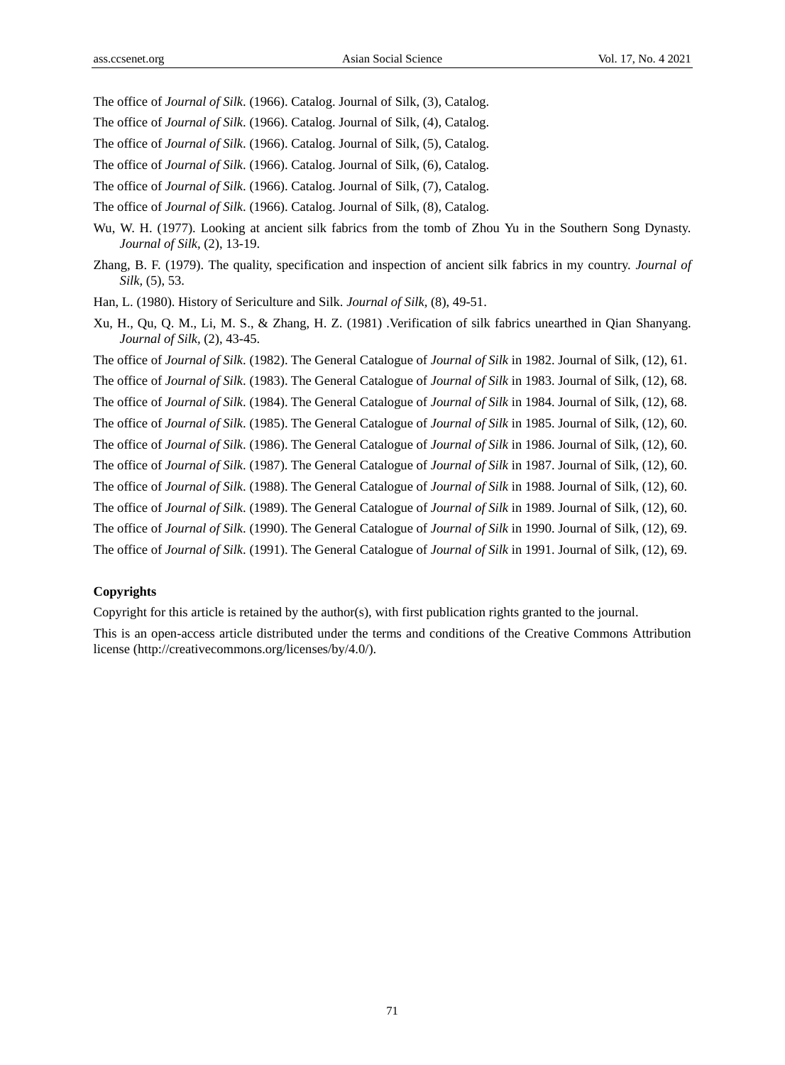The office of *Journal of Silk*. (1966). Catalog. Journal of Silk, (3), Catalog.

The office of *Journal of Silk*. (1966). Catalog. Journal of Silk, (4), Catalog.

The office of *Journal of Silk*. (1966). Catalog. Journal of Silk, (5), Catalog.

The office of *Journal of Silk*. (1966). Catalog. Journal of Silk, (6), Catalog.

The office of *Journal of Silk*. (1966). Catalog. Journal of Silk, (7), Catalog.

The office of *Journal of Silk*. (1966). Catalog. Journal of Silk, (8), Catalog.

Wu, W. H. (1977). Looking at ancient silk fabrics from the tomb of Zhou Yu in the Southern Song Dynasty. *Journal of Silk*, (2), 13-19.

Zhang, B. F. (1979). The quality, specification and inspection of ancient silk fabrics in my country. *Journal of Silk*, (5), 53.

Han, L. (1980). History of Sericulture and Silk. *Journal of Silk*, (8), 49-51.

Xu, H., Qu, Q. M., Li, M. S., & Zhang, H. Z. (1981) .Verification of silk fabrics unearthed in Qian Shanyang. *Journal of Silk*, (2), 43-45.

The office of *Journal of Silk*. (1982). The General Catalogue of *Journal of Silk* in 1982. Journal of Silk, (12), 61.

The office of *Journal of Silk*. (1983). The General Catalogue of *Journal of Silk* in 1983. Journal of Silk, (12), 68.

The office of *Journal of Silk*. (1984). The General Catalogue of *Journal of Silk* in 1984. Journal of Silk, (12), 68.

The office of *Journal of Silk*. (1985). The General Catalogue of *Journal of Silk* in 1985. Journal of Silk, (12), 60.

The office of *Journal of Silk*. (1986). The General Catalogue of *Journal of Silk* in 1986. Journal of Silk, (12), 60.

The office of *Journal of Silk*. (1987). The General Catalogue of *Journal of Silk* in 1987. Journal of Silk, (12), 60.

The office of *Journal of Silk*. (1988). The General Catalogue of *Journal of Silk* in 1988. Journal of Silk, (12), 60.

The office of *Journal of Silk*. (1989). The General Catalogue of *Journal of Silk* in 1989. Journal of Silk, (12), 60.

The office of *Journal of Silk*. (1990). The General Catalogue of *Journal of Silk* in 1990. Journal of Silk, (12), 69.

The office of *Journal of Silk*. (1991). The General Catalogue of *Journal of Silk* in 1991. Journal of Silk, (12), 69.

**Copyrights**

Copyright for this article is retained by the author(s), with first publication rights granted to the journal.

This is an open-access article distributed under the terms and conditions of the Creative Commons Attribution license (http://creativecommons.org/licenses/by/4.0/).